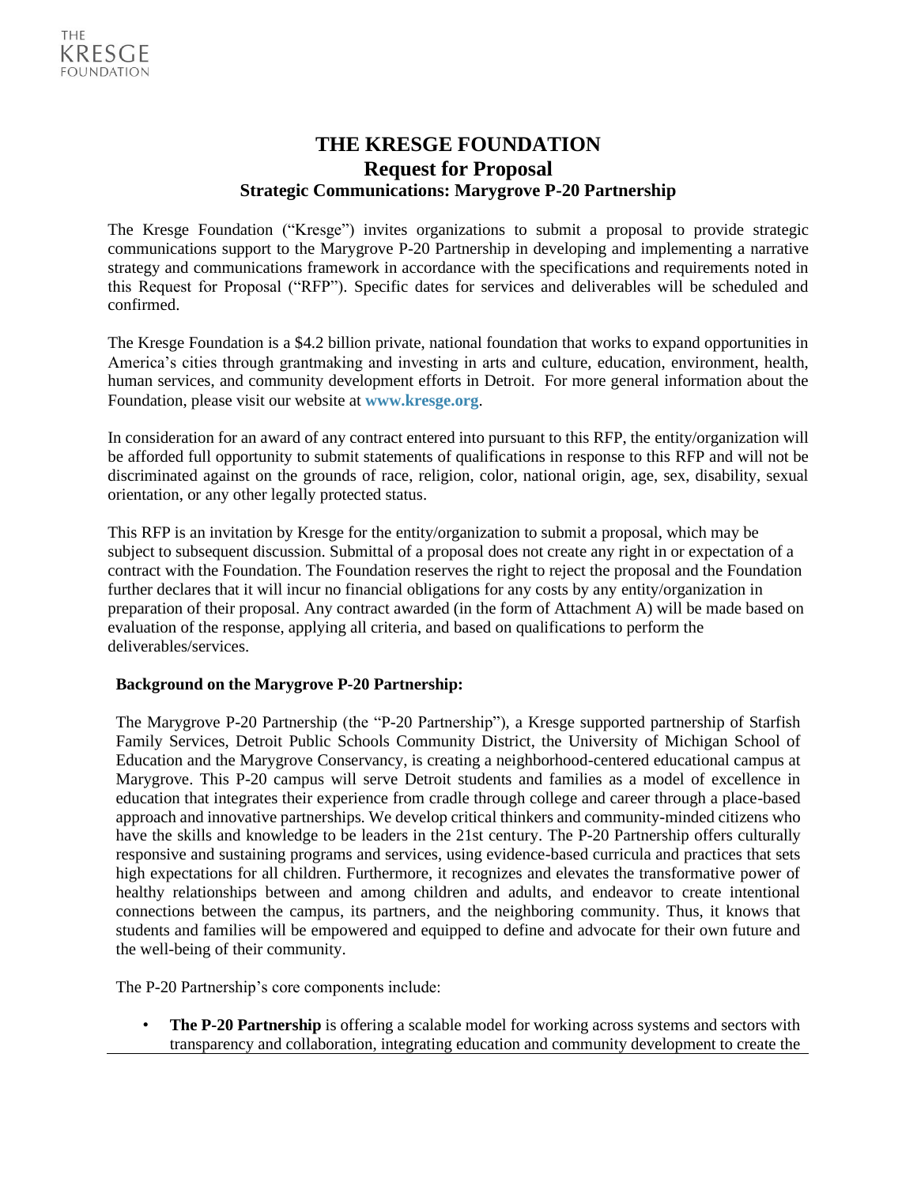THE KRESGE FOUNDATION

# THE KRESGE FOUNDATION
## Request for Proposal
### Strategic Communications: Marygrove P-20 Partnership

The Kresge Foundation ("Kresge") invites organizations to submit a proposal to provide strategic communications support to the Marygrove P-20 Partnership in developing and implementing a narrative strategy and communications framework in accordance with the specifications and requirements noted in this Request for Proposal ("RFP"). Specific dates for services and deliverables will be scheduled and confirmed.

The Kresge Foundation is a $4.2 billion private, national foundation that works to expand opportunities in America's cities through grantmaking and investing in arts and culture, education, environment, health, human services, and community development efforts in Detroit. For more general information about the Foundation, please visit our website at **www.kresge.org**.

In consideration for an award of any contract entered into pursuant to this RFP, the entity/organization will be afforded full opportunity to submit statements of qualifications in response to this RFP and will not be discriminated against on the grounds of race, religion, color, national origin, age, sex, disability, sexual orientation, or any other legally protected status.

This RFP is an invitation by Kresge for the entity/organization to submit a proposal, which may be subject to subsequent discussion. Submittal of a proposal does not create any right in or expectation of a contract with the Foundation. The Foundation reserves the right to reject the proposal and the Foundation further declares that it will incur no financial obligations for any costs by any entity/organization in preparation of their proposal. Any contract awarded (in the form of Attachment A) will be made based on evaluation of the response, applying all criteria, and based on qualifications to perform the deliverables/services.

**Background on the Marygrove P-20 Partnership:**

The Marygrove P-20 Partnership (the "P-20 Partnership"), a Kresge supported partnership of Starfish Family Services, Detroit Public Schools Community District, the University of Michigan School of Education and the Marygrove Conservancy, is creating a neighborhood-centered educational campus at Marygrove. This P-20 campus will serve Detroit students and families as a model of excellence in education that integrates their experience from cradle through college and career through a place-based approach and innovative partnerships. We develop critical thinkers and community-minded citizens who have the skills and knowledge to be leaders in the 21st century. The P-20 Partnership offers culturally responsive and sustaining programs and services, using evidence-based curricula and practices that sets high expectations for all children. Furthermore, it recognizes and elevates the transformative power of healthy relationships between and among children and adults, and endeavor to create intentional connections between the campus, its partners, and the neighboring community. Thus, it knows that students and families will be empowered and equipped to define and advocate for their own future and the well-being of their community.

The P-20 Partnership's core components include:

- **The P-20 Partnership** is offering a scalable model for working across systems and sectors with transparency and collaboration, integrating education and community development to create the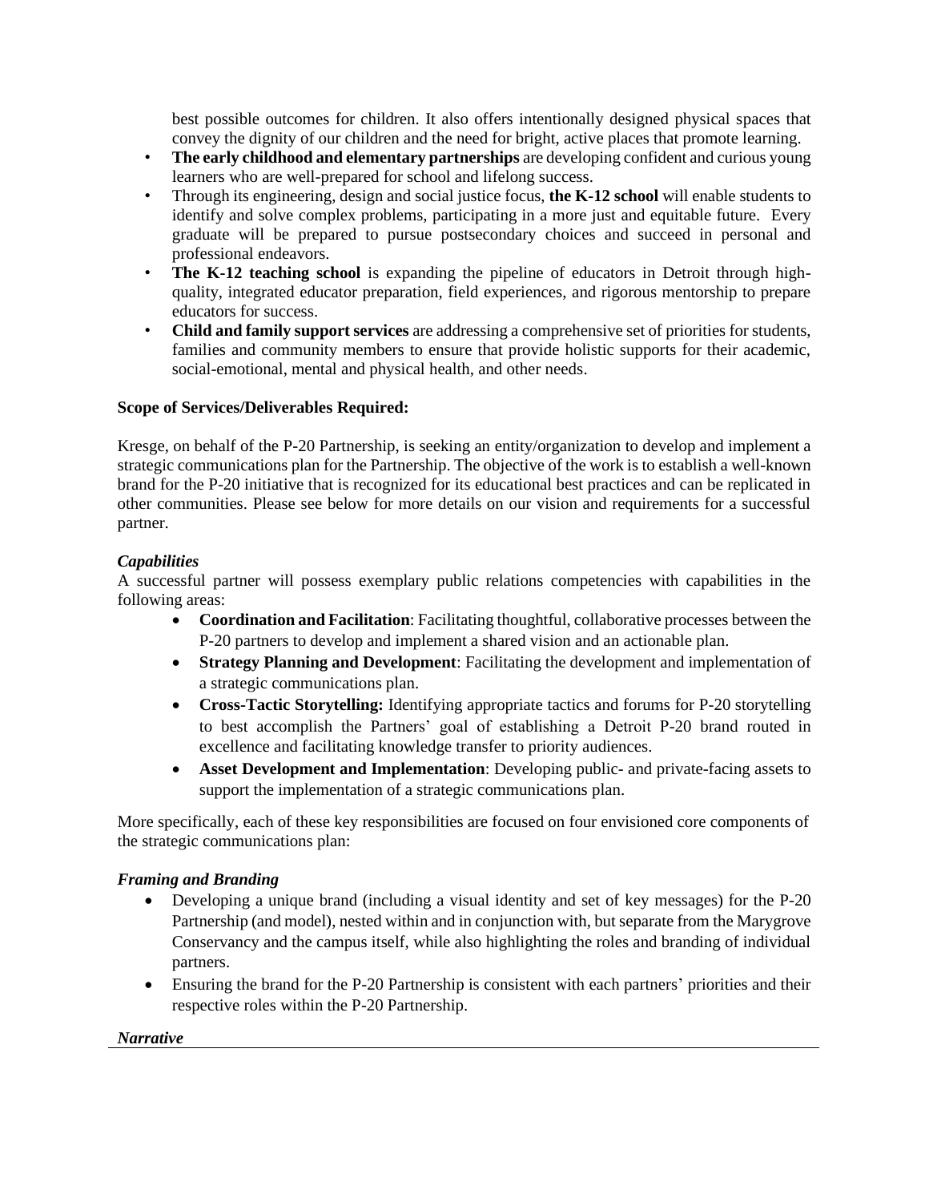best possible outcomes for children. It also offers intentionally designed physical spaces that convey the dignity of our children and the need for bright, active places that promote learning.

- **The early childhood and elementary partnerships** are developing confident and curious young learners who are well-prepared for school and lifelong success.
- Through its engineering, design and social justice focus, **the K-12 school** will enable students to identify and solve complex problems, participating in a more just and equitable future. Every graduate will be prepared to pursue postsecondary choices and succeed in personal and professional endeavors.
- **The K-12 teaching school** is expanding the pipeline of educators in Detroit through high-quality, integrated educator preparation, field experiences, and rigorous mentorship to prepare educators for success.
- **Child and family support services** are addressing a comprehensive set of priorities for students, families and community members to ensure that provide holistic supports for their academic, social-emotional, mental and physical health, and other needs.

**Scope of Services/Deliverables Required:**

Kresge, on behalf of the P-20 Partnership, is seeking an entity/organization to develop and implement a strategic communications plan for the Partnership. The objective of the work is to establish a well-known brand for the P-20 initiative that is recognized for its educational best practices and can be replicated in other communities. Please see below for more details on our vision and requirements for a successful partner.

***Capabilities***

A successful partner will possess exemplary public relations competencies with capabilities in the following areas:

- **Coordination and Facilitation**: Facilitating thoughtful, collaborative processes between the P-20 partners to develop and implement a shared vision and an actionable plan.
- **Strategy Planning and Development**: Facilitating the development and implementation of a strategic communications plan.
- **Cross-Tactic Storytelling:** Identifying appropriate tactics and forums for P-20 storytelling to best accomplish the Partners' goal of establishing a Detroit P-20 brand routed in excellence and facilitating knowledge transfer to priority audiences.
- **Asset Development and Implementation**: Developing public- and private-facing assets to support the implementation of a strategic communications plan.

More specifically, each of these key responsibilities are focused on four envisioned core components of the strategic communications plan:

***Framing and Branding***

- Developing a unique brand (including a visual identity and set of key messages) for the P-20 Partnership (and model), nested within and in conjunction with, but separate from the Marygrove Conservancy and the campus itself, while also highlighting the roles and branding of individual partners.
- Ensuring the brand for the P-20 Partnership is consistent with each partners' priorities and their respective roles within the P-20 Partnership.

***Narrative***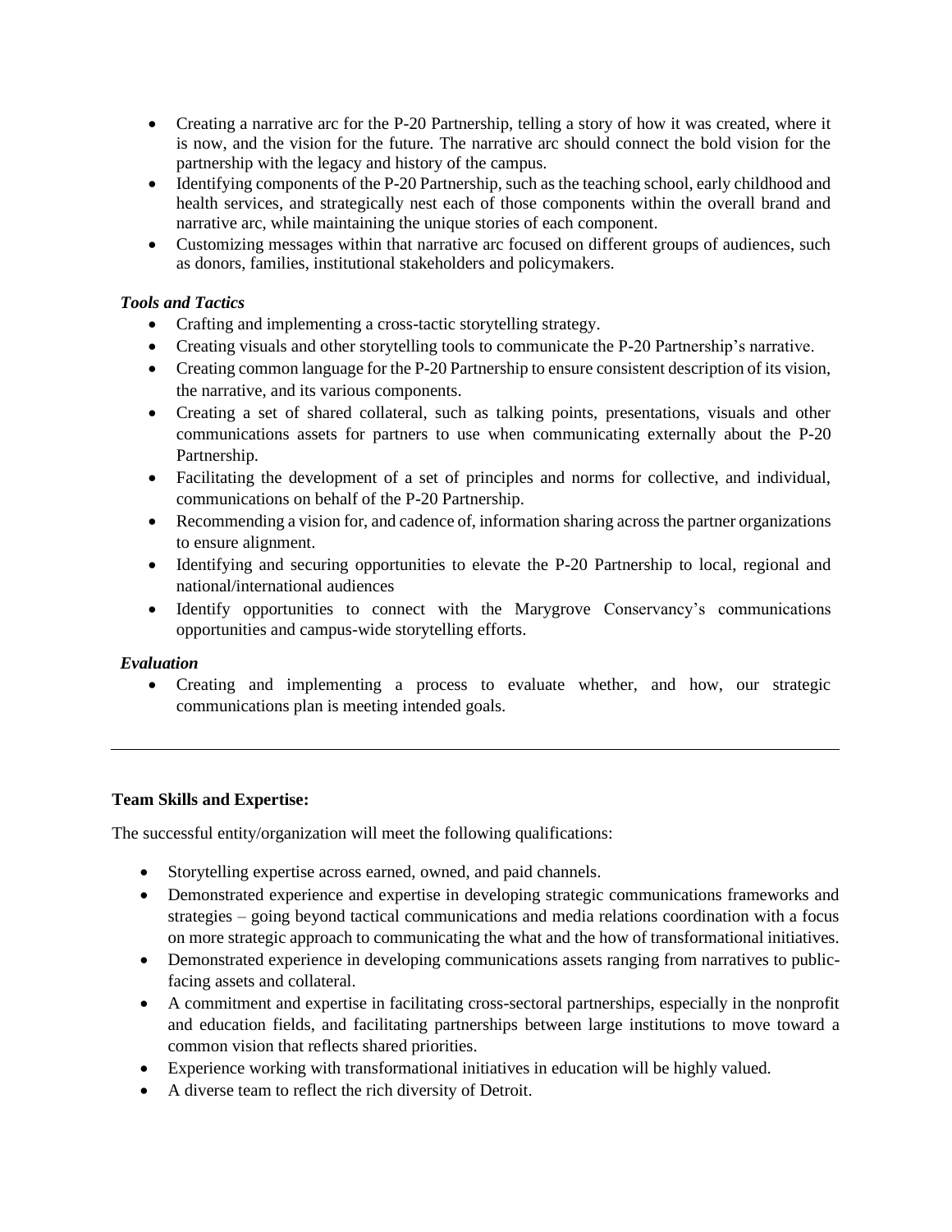- Creating a narrative arc for the P-20 Partnership, telling a story of how it was created, where it is now, and the vision for the future. The narrative arc should connect the bold vision for the partnership with the legacy and history of the campus.
- Identifying components of the P-20 Partnership, such as the teaching school, early childhood and health services, and strategically nest each of those components within the overall brand and narrative arc, while maintaining the unique stories of each component.
- Customizing messages within that narrative arc focused on different groups of audiences, such as donors, families, institutional stakeholders and policymakers.

***Tools and Tactics***

- Crafting and implementing a cross-tactic storytelling strategy.
- Creating visuals and other storytelling tools to communicate the P-20 Partnership's narrative.
- Creating common language for the P-20 Partnership to ensure consistent description of its vision, the narrative, and its various components.
- Creating a set of shared collateral, such as talking points, presentations, visuals and other communications assets for partners to use when communicating externally about the P-20 Partnership.
- Facilitating the development of a set of principles and norms for collective, and individual, communications on behalf of the P-20 Partnership.
- Recommending a vision for, and cadence of, information sharing across the partner organizations to ensure alignment.
- Identifying and securing opportunities to elevate the P-20 Partnership to local, regional and national/international audiences
- Identify opportunities to connect with the Marygrove Conservancy's communications opportunities and campus-wide storytelling efforts.

***Evaluation***

- Creating and implementing a process to evaluate whether, and how, our strategic communications plan is meeting intended goals.

---

**Team Skills and Expertise:**

The successful entity/organization will meet the following qualifications:

- Storytelling expertise across earned, owned, and paid channels.
- Demonstrated experience and expertise in developing strategic communications frameworks and strategies – going beyond tactical communications and media relations coordination with a focus on more strategic approach to communicating the what and the how of transformational initiatives.
- Demonstrated experience in developing communications assets ranging from narratives to public-facing assets and collateral.
- A commitment and expertise in facilitating cross-sectoral partnerships, especially in the nonprofit and education fields, and facilitating partnerships between large institutions to move toward a common vision that reflects shared priorities.
- Experience working with transformational initiatives in education will be highly valued.
- A diverse team to reflect the rich diversity of Detroit.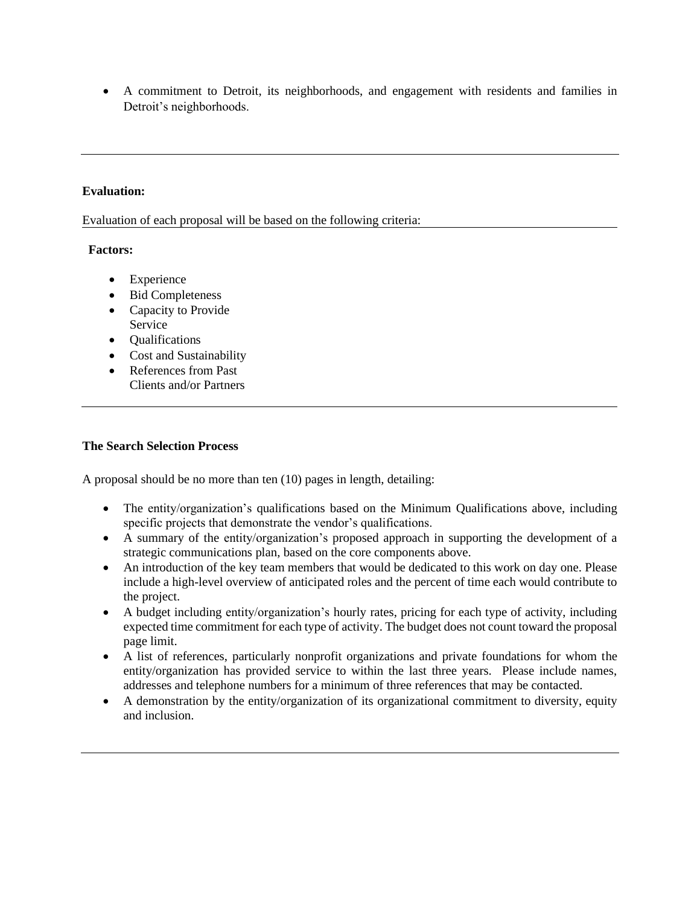- A commitment to Detroit, its neighborhoods, and engagement with residents and families in Detroit's neighborhoods.

---

**Evaluation:**

Evaluation of each proposal will be based on the following criteria:

**Factors:**

- Experience
- Bid Completeness
- Capacity to Provide Service
- Qualifications
- Cost and Sustainability
- References from Past Clients and/or Partners

---

**The Search Selection Process**

A proposal should be no more than ten (10) pages in length, detailing:

- The entity/organization's qualifications based on the Minimum Qualifications above, including specific projects that demonstrate the vendor's qualifications.
- A summary of the entity/organization's proposed approach in supporting the development of a strategic communications plan, based on the core components above.
- An introduction of the key team members that would be dedicated to this work on day one. Please include a high-level overview of anticipated roles and the percent of time each would contribute to the project.
- A budget including entity/organization's hourly rates, pricing for each type of activity, including expected time commitment for each type of activity. The budget does not count toward the proposal page limit.
- A list of references, particularly nonprofit organizations and private foundations for whom the entity/organization has provided service to within the last three years. Please include names, addresses and telephone numbers for a minimum of three references that may be contacted.
- A demonstration by the entity/organization of its organizational commitment to diversity, equity and inclusion.

---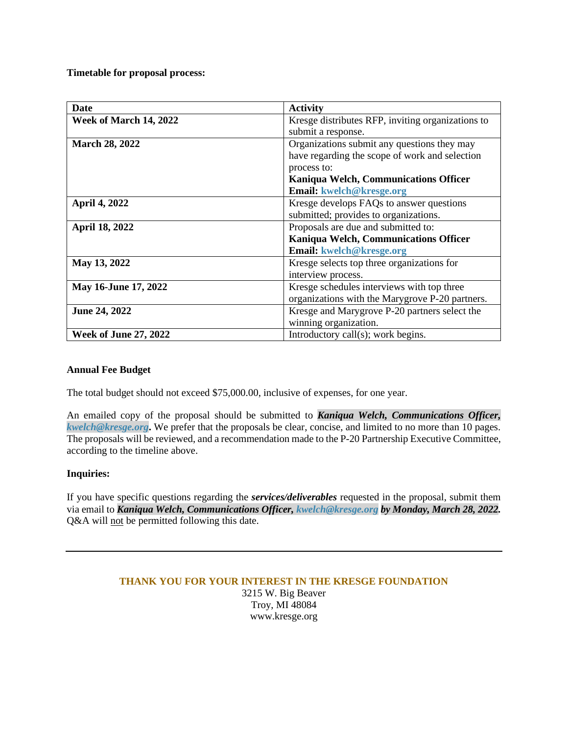**Timetable for proposal process:**

| Date | Activity |
|---|---|
| **Week of March 14, 2022** | Kresge distributes RFP, inviting organizations to submit a response. |
| **March 28, 2022** | Organizations submit any questions they may have regarding the scope of work and selection process to: **Kaniqua Welch, Communications Officer** **Email: kwelch@kresge.org** |
| **April 4, 2022** | Kresge develops FAQs to answer questions submitted; provides to organizations. |
| **April 18, 2022** | Proposals are due and submitted to: **Kaniqua Welch, Communications Officer** **Email: kwelch@kresge.org** |
| **May 13, 2022** | Kresge selects top three organizations for interview process. |
| **May 16-June 17, 2022** | Kresge schedules interviews with top three organizations with the Marygrove P-20 partners. |
| **June 24, 2022** | Kresge and Marygrove P-20 partners select the winning organization. |
| **Week of June 27, 2022** | Introductory call(s); work begins. |

**Annual Fee Budget**

The total budget should not exceed $75,000.00, inclusive of expenses, for one year.

An emailed copy of the proposal should be submitted to ***Kaniqua Welch, Communications Officer, kwelch@kresge.org***. We prefer that the proposals be clear, concise, and limited to no more than 10 pages. The proposals will be reviewed, and a recommendation made to the P-20 Partnership Executive Committee, according to the timeline above.

**Inquiries:**

If you have specific questions regarding the ***services/deliverables*** requested in the proposal, submit them via email to ***Kaniqua Welch, Communications Officer, kwelch@kresge.org by Monday, March 28, 2022.*** Q&A will not be permitted following this date.

---

**THANK YOU FOR YOUR INTEREST IN THE KRESGE FOUNDATION**

3215 W. Big Beaver
Troy, MI 48084
www.kresge.org